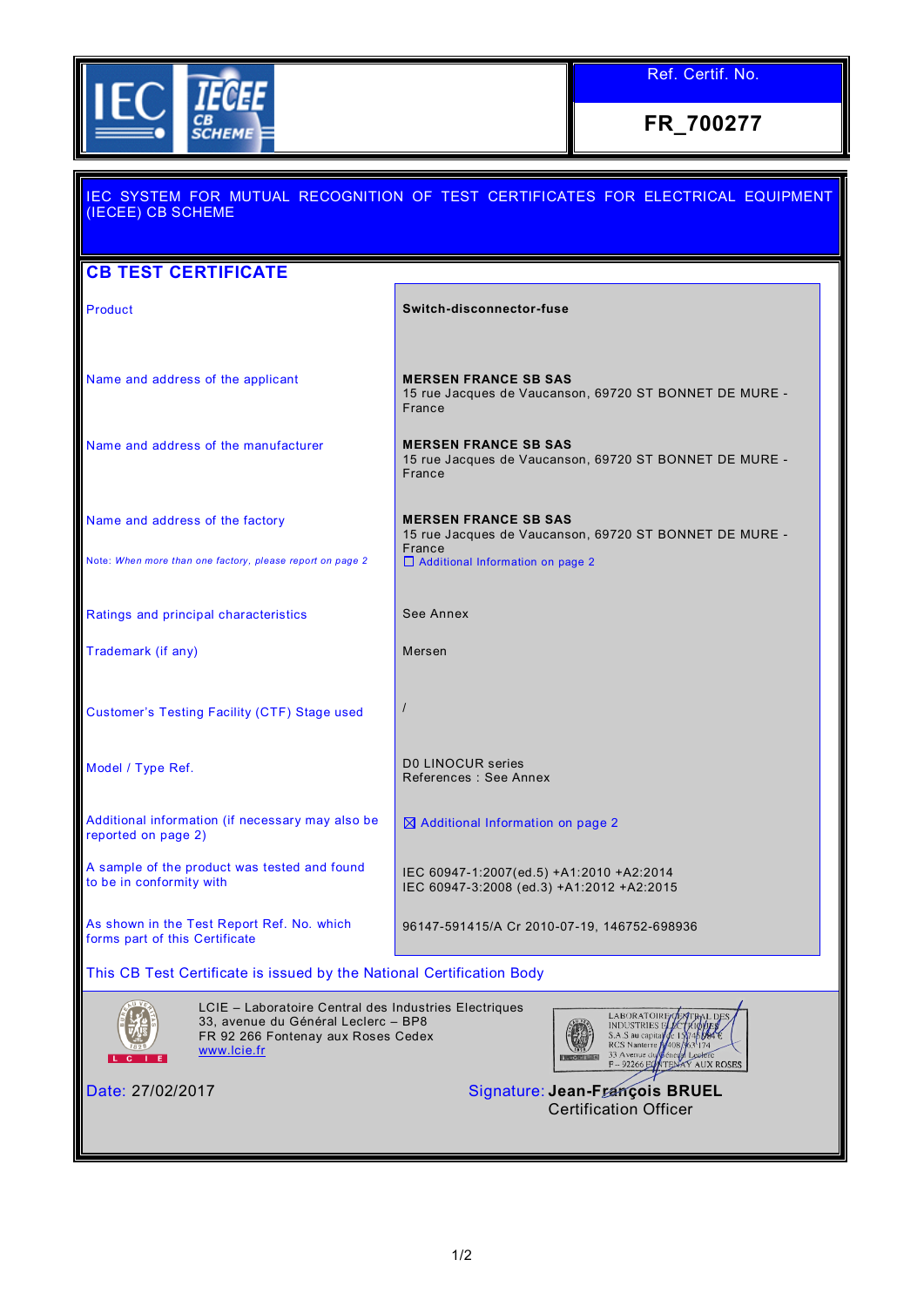IEC IECEE CB SCHEME

| Ref. Certif. No. |
|---|
| **FR_700277** |

IEC SYSTEM FOR MUTUAL RECOGNITION OF TEST CERTIFICATES FOR ELECTRICAL EQUIPMENT (IECEE) CB SCHEME

## CB TEST CERTIFICATE

| | |
|---|---|
| Product | **Switch-disconnector-fuse** |
| Name and address of the applicant | **MERSEN FRANCE SB SAS**<br>15 rue Jacques de Vaucanson, 69720 ST BONNET DE MURE - France |
| Name and address of the manufacturer | **MERSEN FRANCE SB SAS**<br>15 rue Jacques de Vaucanson, 69720 ST BONNET DE MURE - France |
| Name and address of the factory<br><br>Note: *When more than one factory, please report on page 2* | **MERSEN FRANCE SB SAS**<br>15 rue Jacques de Vaucanson, 69720 ST BONNET DE MURE - France<br>☐ Additional Information on page 2 |
| Ratings and principal characteristics | See Annex |
| Trademark (if any) | Mersen |
| Customer's Testing Facility (CTF) Stage used | / |
| Model / Type Ref. | D0 LINOCUR series<br>References : See Annex |
| Additional information (if necessary may also be reported on page 2) | ☒ Additional Information on page 2 |
| A sample of the product was tested and found to be in conformity with | IEC 60947-1:2007(ed.5) +A1:2010 +A2:2014<br>IEC 60947-3:2008 (ed.3) +A1:2012 +A2:2015 |
| As shown in the Test Report Ref. No. which forms part of this Certificate | 96147-591415/A Cr 2010-07-19, 146752-698936 |

This CB Test Certificate is issued by the National Certification Body

LCIE – Laboratoire Central des Industries Electriques
33, avenue du Général Leclerc – BP8
FR 92 266 Fontenay aux Roses Cedex
www.lcie.fr

LABORATOIRE CENTRAL DES INDUSTRIES ELECTRIQUES
S.A.S au capital de 15 745 984 €
RCS Nanterre B 408 363 174
33 Avenue du Général Leclerc
F – 92266 FONTENAY AUX ROSES

Date: 27/02/2017

Signature: **Jean-François BRUEL**
Certification Officer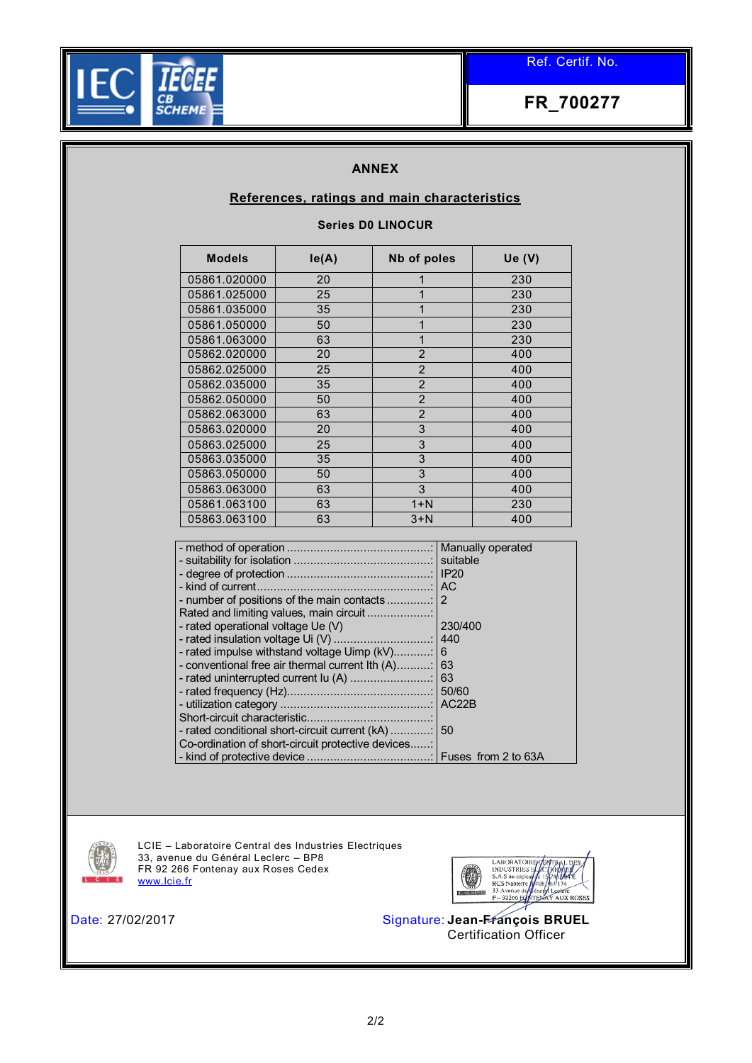Ref. Certif. No.

**FR_700277**

## ANNEX

### References, ratings and main characteristics

**Series D0 LINOCUR**

| Models | Ie(A) | Nb of poles | Ue (V) |
|---|---|---|---|
| 05861.020000 | 20 | 1 | 230 |
| 05861.025000 | 25 | 1 | 230 |
| 05861.035000 | 35 | 1 | 230 |
| 05861.050000 | 50 | 1 | 230 |
| 05861.063000 | 63 | 1 | 230 |
| 05862.020000 | 20 | 2 | 400 |
| 05862.025000 | 25 | 2 | 400 |
| 05862.035000 | 35 | 2 | 400 |
| 05862.050000 | 50 | 2 | 400 |
| 05862.063000 | 63 | 2 | 400 |
| 05863.020000 | 20 | 3 | 400 |
| 05863.025000 | 25 | 3 | 400 |
| 05863.035000 | 35 | 3 | 400 |
| 05863.050000 | 50 | 3 | 400 |
| 05863.063000 | 63 | 3 | 400 |
| 05861.063100 | 63 | 1+N | 230 |
| 05863.063100 | 63 | 3+N | 400 |

| | |
|---|---|
| - method of operation: | Manually operated |
| - suitability for isolation: | suitable |
| - degree of protection: | IP20 |
| - kind of current: | AC |
| - number of positions of the main contacts: | 2 |
| Rated and limiting values, main circuit: | |
| - rated operational voltage Ue (V) | 230/400 |
| - rated insulation voltage Ui (V): | 440 |
| - rated impulse withstand voltage Uimp (kV): | 6 |
| - conventional free air thermal current Ith (A): | 63 |
| - rated uninterrupted current Iu (A): | 63 |
| - rated frequency (Hz): | 50/60 |
| - utilization category: | AC22B |
| Short-circuit characteristic: | |
| - rated conditional short-circuit current (kA): | 50 |
| Co-ordination of short-circuit protective devices: | |
| - kind of protective device: | Fuses from 2 to 63A |

LCIE – Laboratoire Central des Industries Electriques
33, avenue du Général Leclerc – BP8
FR 92 266 Fontenay aux Roses Cedex
www.lcie.fr

LABORATOIRE CENTRAL DES INDUSTRIES ELECTRIQUES
S.A.S au capital de 15.745.984 €
RCS Nanterre B 408 363 174
33 Avenue du Général Leclerc
F – 92260 FONTENAY AUX ROSES

Date: 27/02/2017

Signature: **Jean-François BRUEL**
Certification Officer